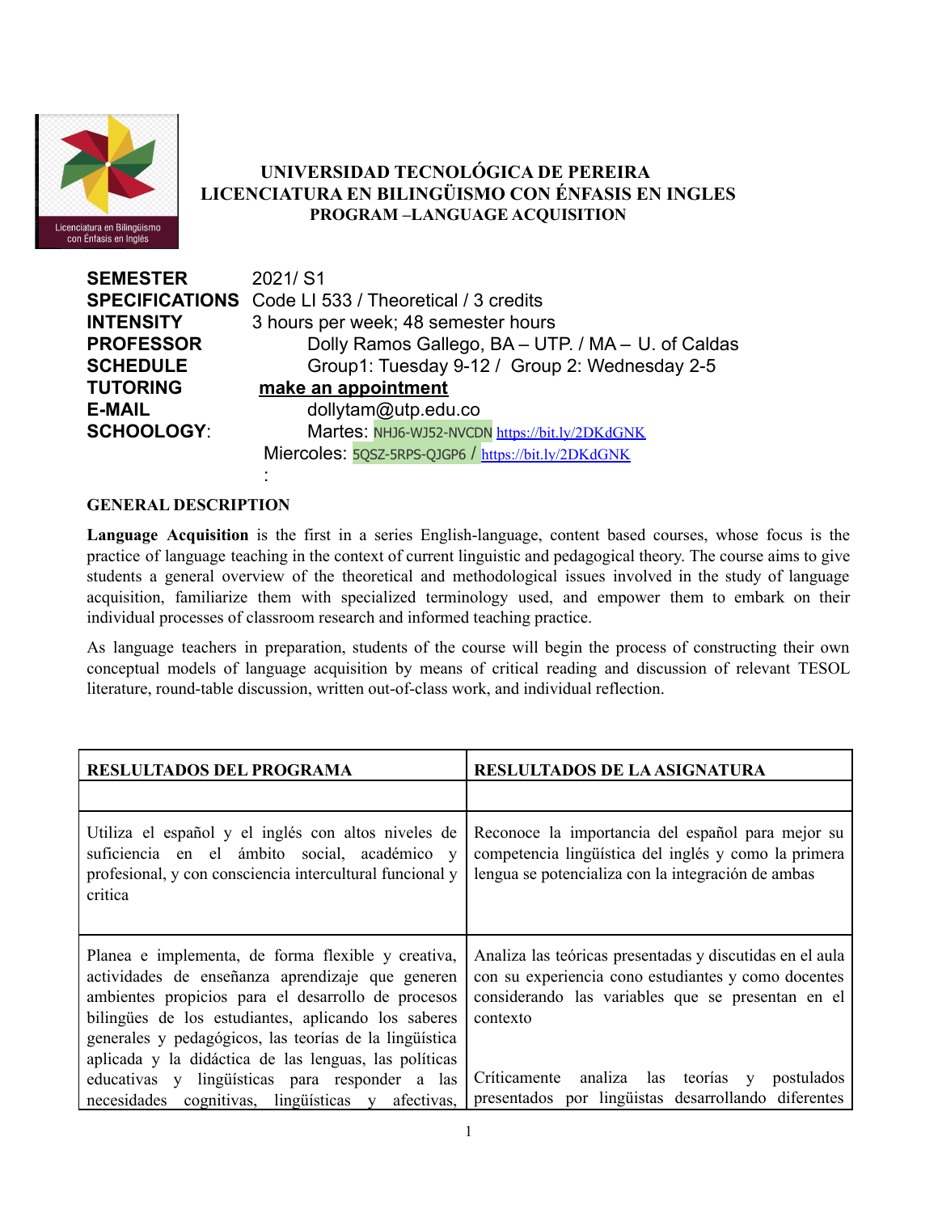# UNIVERSIDAD TECNOLÓGICA DE PEREIRA
## LICENCIATURA EN BILINGÜISMO CON ÉNFASIS EN INGLES
### PROGRAM –LANGUAGE ACQUISITION

**SEMESTER** 2021/ S1
**SPECIFICATIONS** Code LI 533 / Theoretical / 3 credits
**INTENSITY** 3 hours per week; 48 semester hours
**PROFESSOR** Dolly Ramos Gallego, BA – UTP. / MA – U. of Caldas
**SCHEDULE** Group1: Tuesday 9-12 / Group 2: Wednesday 2-5
**TUTORING** **make an appointment**
**E-MAIL** dollytam@utp.edu.co
**SCHOOLOGY**: Martes: NHJ6-WJ52-NVCDN https://bit.ly/2DKdGNK
Miercoles: 5QSZ-5RPS-QJGP6 / https://bit.ly/2DKdGNK
:

**GENERAL DESCRIPTION**

**Language Acquisition** is the first in a series English-language, content based courses, whose focus is the practice of language teaching in the context of current linguistic and pedagogical theory. The course aims to give students a general overview of the theoretical and methodological issues involved in the study of language acquisition, familiarize them with specialized terminology used, and empower them to embark on their individual processes of classroom research and informed teaching practice.

As language teachers in preparation, students of the course will begin the process of constructing their own conceptual models of language acquisition by means of critical reading and discussion of relevant TESOL literature, round-table discussion, written out-of-class work, and individual reflection.

| RESLULTADOS DEL PROGRAMA | RESLULTADOS DE LA ASIGNATURA |
|---|---|
| | |
| Utiliza el español y el inglés con altos niveles de suficiencia en el ámbito social, académico y profesional, y con consciencia intercultural funcional y critica | Reconoce la importancia del español para mejor su competencia lingüística del inglés y como la primera lengua se potencializa con la integración de ambas |
| Planea e implementa, de forma flexible y creativa, actividades de enseñanza aprendizaje que generen ambientes propicios para el desarrollo de procesos bilingües de los estudiantes, aplicando los saberes generales y pedagógicos, las teorías de la lingüística aplicada y la didáctica de las lenguas, las políticas educativas y lingüísticas para responder a las necesidades cognitivas, lingüísticas y afectivas, | Analiza las teóricas presentadas y discutidas en el aula con su experiencia cono estudiantes y como docentes considerando las variables que se presentan en el contexto<br><br>Críticamente analiza las teorías y postulados presentados por lingüistas desarrollando diferentes |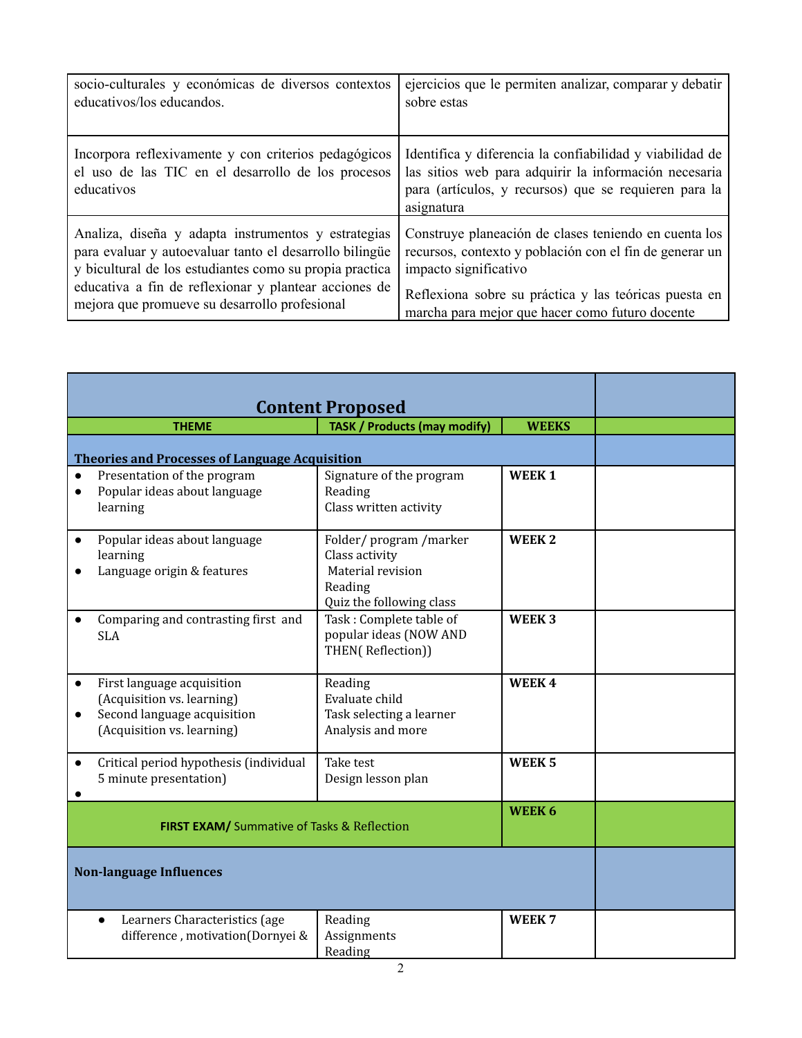| socio-culturales y económicas de diversos contextos educativos/los educandos. | ejercicios que le permiten analizar, comparar y debatir sobre estas |
|---|---|
| Incorpora reflexivamente y con criterios pedagógicos el uso de las TIC en el desarrollo de los procesos educativos | Identifica y diferencia la confiabilidad y viabilidad de las sitios web para adquirir la información necesaria para (artículos, y recursos) que se requieren para la asignatura |
| Analiza, diseña y adapta instrumentos y estrategias para evaluar y autoevaluar tanto el desarrollo bilingüe y bicultural de los estudiantes como su propia practica educativa a fin de reflexionar y plantear acciones de mejora que promueve su desarrollo profesional | Construye planeación de clases teniendo en cuenta los recursos, contexto y población con el fin de generar un impacto significativo<br><br>Reflexiona sobre su práctica y las teóricas puesta en marcha para mejor que hacer como futuro docente |

| **Content Proposed** | | | |
|---|---|---|---|
| **THEME** | **TASK / Products (may modify)** | **WEEKS** | |
| **Theories and Processes of Language Acquisition** | | | |
| • Presentation of the program<br>• Popular ideas about language learning | Signature of the program<br>Reading<br>Class written activity | **WEEK 1** | |
| • Popular ideas about language learning<br>• Language origin & features | Folder/ program /marker<br>Class activity<br>Material revision<br>Reading<br>Quiz the following class | **WEEK 2** | |
| • Comparing and contrasting first and SLA | Task : Complete table of popular ideas (NOW AND THEN( Reflection)) | **WEEK 3** | |
| • First language acquisition (Acquisition vs. learning)<br>• Second language acquisition (Acquisition vs. learning) | Reading<br>Evaluate child<br>Task selecting a learner<br>Analysis and more | **WEEK 4** | |
| • Critical period hypothesis (individual 5 minute presentation)<br>• | Take test<br>Design lesson plan | **WEEK 5** | |
| **FIRST EXAM/** Summative of Tasks & Reflection | | **WEEK 6** | |
| **Non-language Influences** | | | |
| • Learners Characteristics (age difference , motivation(Dornyei & | Reading<br>Assignments<br>Reading | **WEEK 7** | |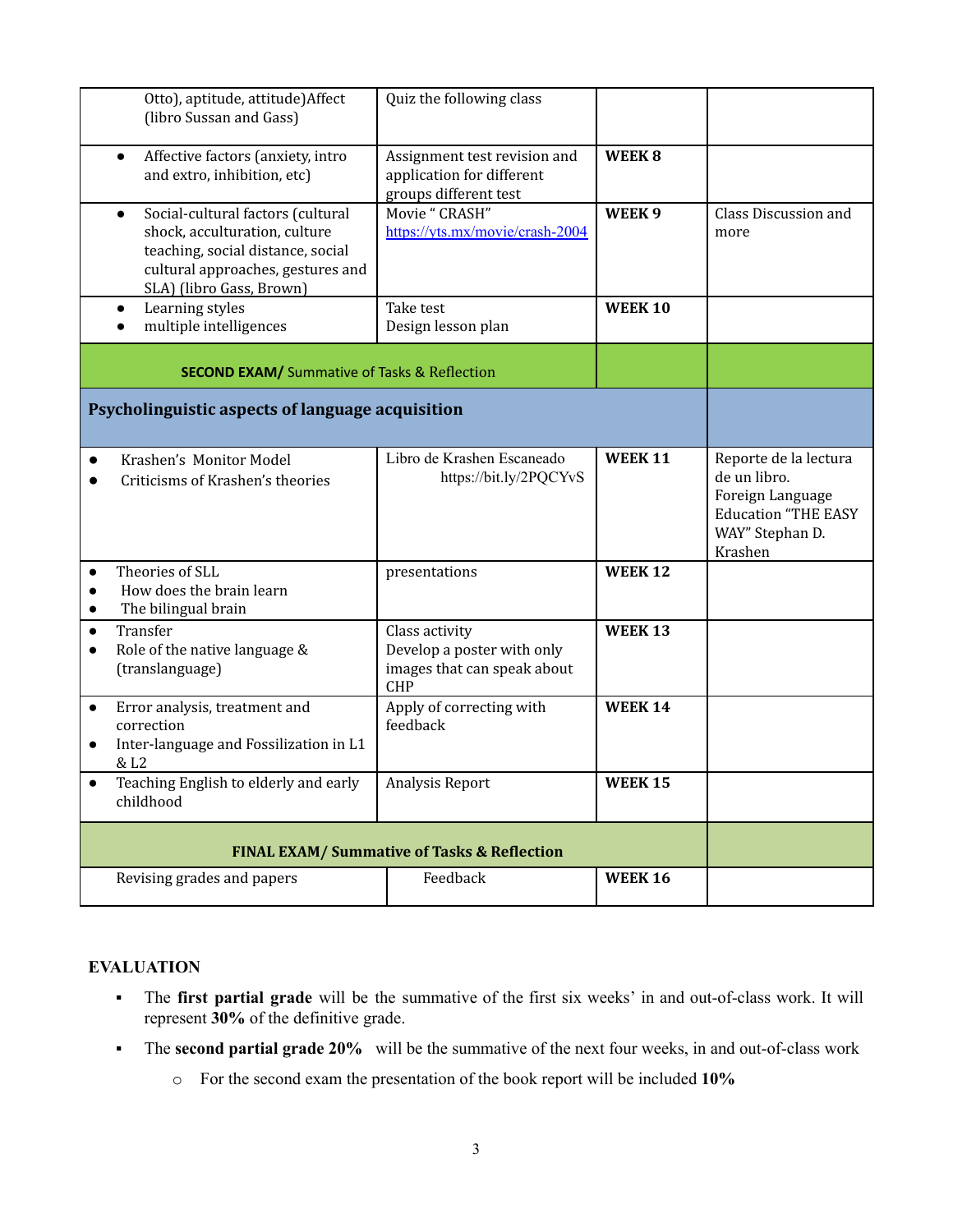| | | | |
|---|---|---|---|
| Otto), aptitude, attitude)Affect (libro Sussan and Gass) | Quiz the following class | | |
| • Affective factors (anxiety, intro and extro, inhibition, etc) | Assignment test revision and application for different groups different test | **WEEK 8** | |
| • Social-cultural factors (cultural shock, acculturation, culture teaching, social distance, social cultural approaches, gestures and SLA) (libro Gass, Brown) | Movie " CRASH" https://yts.mx/movie/crash-2004 | **WEEK 9** | Class Discussion and more |
| • Learning styles<br>• multiple intelligences | Take test<br>Design lesson plan | **WEEK 10** | |
| **SECOND EXAM/** Summative of Tasks & Reflection | | | |
| **Psycholinguistic aspects of language acquisition** | | | |
| • Krashen's Monitor Model<br>• Criticisms of Krashen's theories | Libro de Krashen Escaneado https://bit.ly/2PQCYvS | **WEEK 11** | Reporte de la lectura de un libro. Foreign Language Education "THE EASY WAY" Stephan D. Krashen |
| • Theories of SLL<br>• How does the brain learn<br>• The bilingual brain | presentations | **WEEK 12** | |
| • Transfer<br>• Role of the native language & (translanguage) | Class activity<br>Develop a poster with only images that can speak about CHP | **WEEK 13** | |
| • Error analysis, treatment and correction<br>• Inter-language and Fossilization in L1 & L2 | Apply of correcting with feedback | **WEEK 14** | |
| • Teaching English to elderly and early childhood | Analysis Report | **WEEK 15** | |
| **FINAL EXAM/ Summative of Tasks & Reflection** | | | |
| Revising grades and papers | Feedback | **WEEK 16** | |

**EVALUATION**

- The **first partial grade** will be the summative of the first six weeks' in and out-of-class work. It will represent **30%** of the definitive grade.
- The **second partial grade 20%** will be the summative of the next four weeks, in and out-of-class work
  - For the second exam the presentation of the book report will be included **10%**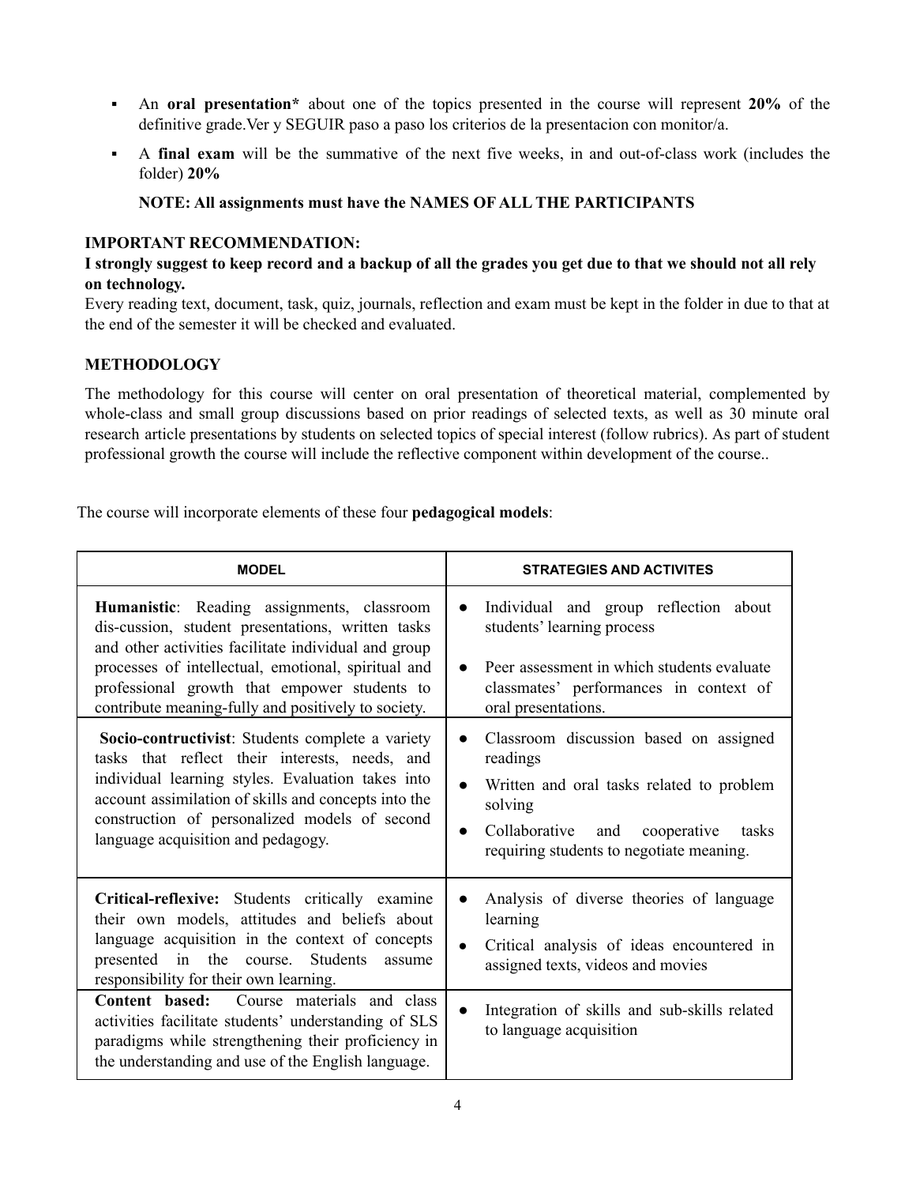- An **oral presentation*** about one of the topics presented in the course will represent **20%** of the definitive grade.Ver y SEGUIR paso a paso los criterios de la presentacion con monitor/a.
- A **final exam** will be the summative of the next five weeks, in and out-of-class work (includes the folder) **20%**

  **NOTE: All assignments must have the NAMES OF ALL THE PARTICIPANTS**

**IMPORTANT RECOMMENDATION:**

**I strongly suggest to keep record and a backup of all the grades you get due to that we should not all rely on technology.**

Every reading text, document, task, quiz, journals, reflection and exam must be kept in the folder in due to that at the end of the semester it will be checked and evaluated.

**METHODOLOGY**

The methodology for this course will center on oral presentation of theoretical material, complemented by whole-class and small group discussions based on prior readings of selected texts, as well as 30 minute oral research article presentations by students on selected topics of special interest (follow rubrics). As part of student professional growth the course will include the reflective component within development of the course..

The course will incorporate elements of these four **pedagogical models**:

| MODEL | STRATEGIES AND ACTIVITES |
|---|---|
| **Humanistic**: Reading assignments, classroom dis-cussion, student presentations, written tasks and other activities facilitate individual and group processes of intellectual, emotional, spiritual and professional growth that empower students to contribute meaning-fully and positively to society. | • Individual and group reflection about students' learning process<br>• Peer assessment in which students evaluate classmates' performances in context of oral presentations. |
| **Socio-contructivist**: Students complete a variety tasks that reflect their interests, needs, and individual learning styles. Evaluation takes into account assimilation of skills and concepts into the construction of personalized models of second language acquisition and pedagogy. | • Classroom discussion based on assigned readings<br>• Written and oral tasks related to problem solving<br>• Collaborative and cooperative tasks requiring students to negotiate meaning. |
| **Critical-reflexive:** Students critically examine their own models, attitudes and beliefs about language acquisition in the context of concepts presented in the course. Students assume responsibility for their own learning. | • Analysis of diverse theories of language learning<br>• Critical analysis of ideas encountered in assigned texts, videos and movies |
| **Content based:** Course materials and class activities facilitate students' understanding of SLS paradigms while strengthening their proficiency in the understanding and use of the English language. | • Integration of skills and sub-skills related to language acquisition |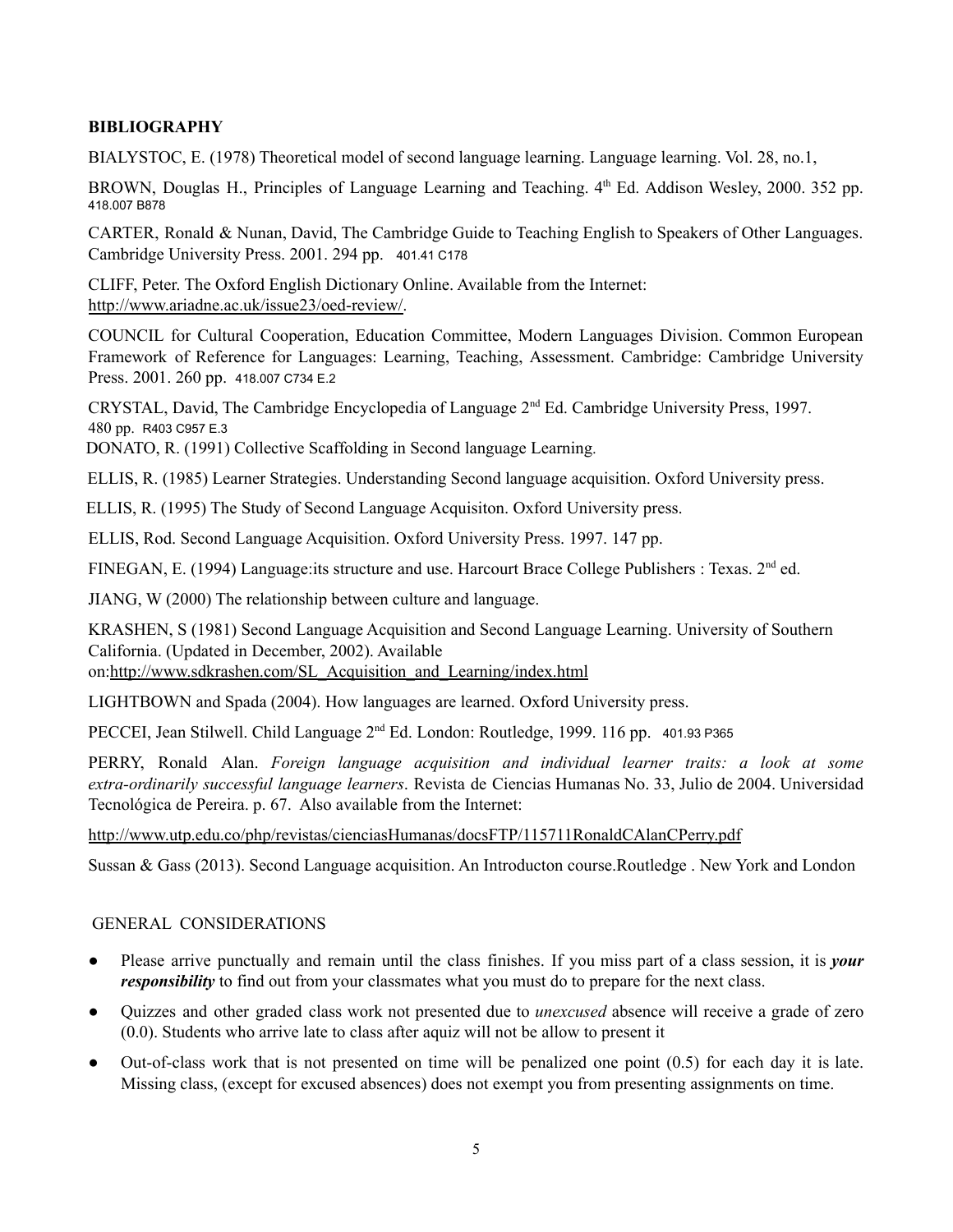**BIBLIOGRAPHY**

BIALYSTOC, E. (1978) Theoretical model of second language learning. Language learning. Vol. 28, no.1,

BROWN, Douglas H., Principles of Language Learning and Teaching. 4th Ed. Addison Wesley, 2000. 352 pp. 418.007 B878

CARTER, Ronald & Nunan, David, The Cambridge Guide to Teaching English to Speakers of Other Languages. Cambridge University Press. 2001. 294 pp. 401.41 C178

CLIFF, Peter. The Oxford English Dictionary Online. Available from the Internet: http://www.ariadne.ac.uk/issue23/oed-review/.

COUNCIL for Cultural Cooperation, Education Committee, Modern Languages Division. Common European Framework of Reference for Languages: Learning, Teaching, Assessment. Cambridge: Cambridge University Press. 2001. 260 pp. 418.007 C734 E.2

CRYSTAL, David, The Cambridge Encyclopedia of Language 2nd Ed. Cambridge University Press, 1997. 480 pp. R403 C957 E.3

DONATO, R. (1991) Collective Scaffolding in Second language Learning.

ELLIS, R. (1985) Learner Strategies. Understanding Second language acquisition. Oxford University press.

ELLIS, R. (1995) The Study of Second Language Acquisiton. Oxford University press.

ELLIS, Rod. Second Language Acquisition. Oxford University Press. 1997. 147 pp.

FINEGAN, E. (1994) Language:its structure and use. Harcourt Brace College Publishers : Texas. 2nd ed.

JIANG, W (2000) The relationship between culture and language.

KRASHEN, S (1981) Second Language Acquisition and Second Language Learning. University of Southern California. (Updated in December, 2002). Available on:http://www.sdkrashen.com/SL_Acquisition_and_Learning/index.html

LIGHTBOWN and Spada (2004). How languages are learned. Oxford University press.

PECCEI, Jean Stilwell. Child Language 2nd Ed. London: Routledge, 1999. 116 pp. 401.93 P365

PERRY, Ronald Alan. *Foreign language acquisition and individual learner traits: a look at some extra-ordinarily successful language learners*. Revista de Ciencias Humanas No. 33, Julio de 2004. Universidad Tecnológica de Pereira. p. 67. Also available from the Internet:

http://www.utp.edu.co/php/revistas/cienciasHumanas/docsFTP/115711RonaldCAlanCPerry.pdf

Sussan & Gass (2013). Second Language acquisition. An Introducton course.Routledge . New York and London

GENERAL CONSIDERATIONS

- Please arrive punctually and remain until the class finishes. If you miss part of a class session, it is ***your responsibility*** to find out from your classmates what you must do to prepare for the next class.
- Quizzes and other graded class work not presented due to *unexcused* absence will receive a grade of zero (0.0). Students who arrive late to class after aquiz will not be allow to present it
- Out-of-class work that is not presented on time will be penalized one point (0.5) for each day it is late. Missing class, (except for excused absences) does not exempt you from presenting assignments on time.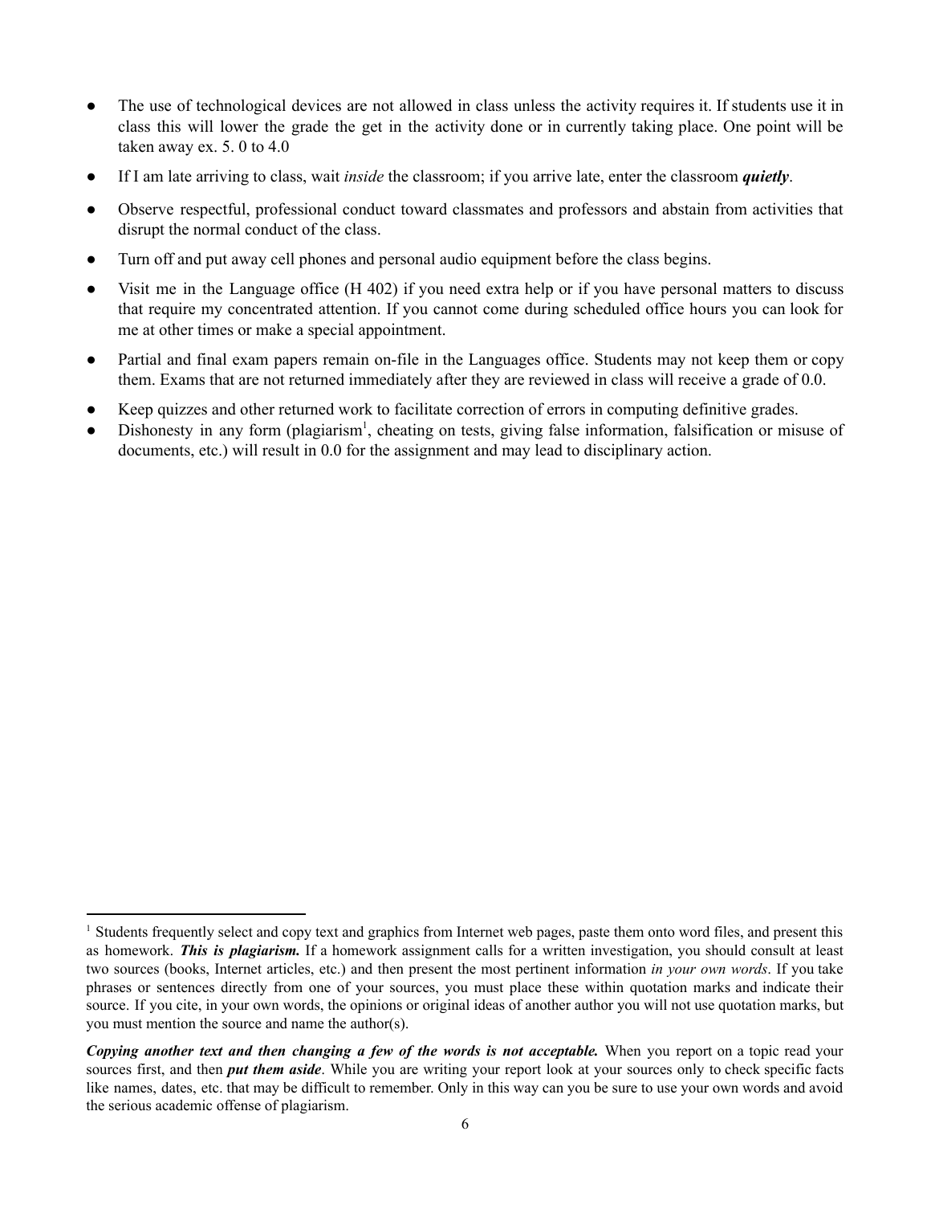- The use of technological devices are not allowed in class unless the activity requires it. If students use it in class this will lower the grade the get in the activity done or in currently taking place. One point will be taken away ex. 5. 0 to 4.0
- If I am late arriving to class, wait *inside* the classroom; if you arrive late, enter the classroom ***quietly***.
- Observe respectful, professional conduct toward classmates and professors and abstain from activities that disrupt the normal conduct of the class.
- Turn off and put away cell phones and personal audio equipment before the class begins.
- Visit me in the Language office (H 402) if you need extra help or if you have personal matters to discuss that require my concentrated attention. If you cannot come during scheduled office hours you can look for me at other times or make a special appointment.
- Partial and final exam papers remain on-file in the Languages office. Students may not keep them or copy them. Exams that are not returned immediately after they are reviewed in class will receive a grade of 0.0.
- Keep quizzes and other returned work to facilitate correction of errors in computing definitive grades.
- Dishonesty in any form (plagiarism[1], cheating on tests, giving false information, falsification or misuse of documents, etc.) will result in 0.0 for the assignment and may lead to disciplinary action.

---

[1] Students frequently select and copy text and graphics from Internet web pages, paste them onto word files, and present this as homework. ***This is plagiarism.*** If a homework assignment calls for a written investigation, you should consult at least two sources (books, Internet articles, etc.) and then present the most pertinent information *in your own words*. If you take phrases or sentences directly from one of your sources, you must place these within quotation marks and indicate their source. If you cite, in your own words, the opinions or original ideas of another author you will not use quotation marks, but you must mention the source and name the author(s).

***Copying another text and then changing a few of the words is not acceptable.*** When you report on a topic read your sources first, and then ***put them aside***. While you are writing your report look at your sources only to check specific facts like names, dates, etc. that may be difficult to remember. Only in this way can you be sure to use your own words and avoid the serious academic offense of plagiarism.